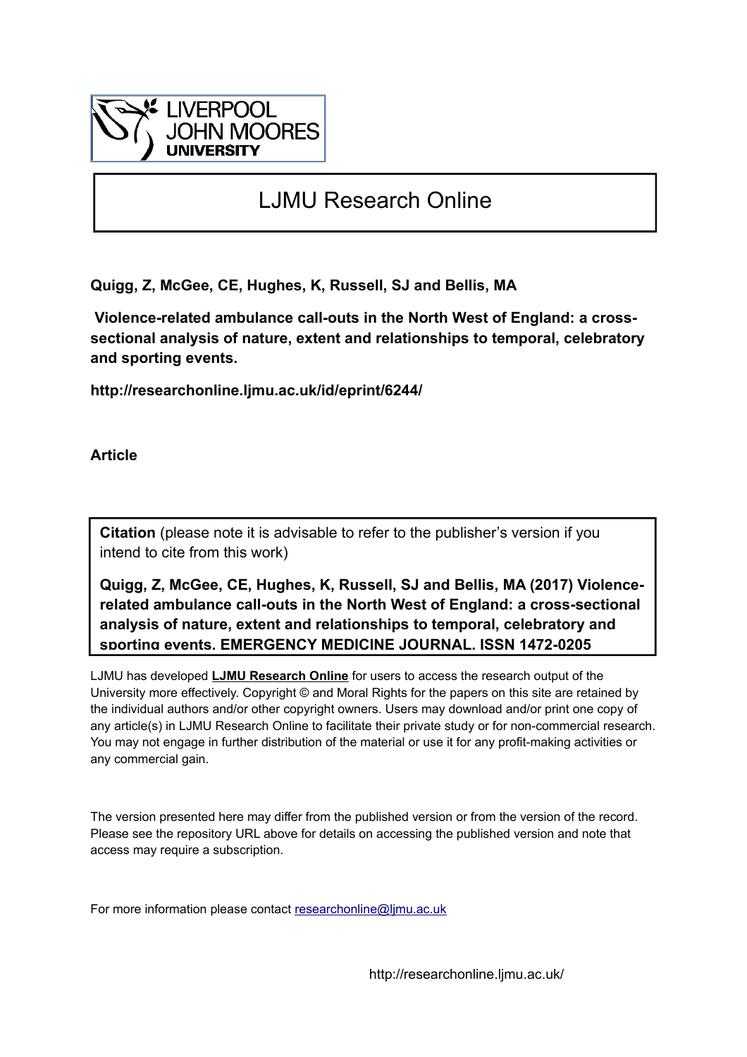LIVERPOOL JOHN MOORES UNIVERSITY

# LJMU Research Online

**Quigg, Z, McGee, CE, Hughes, K, Russell, SJ and Bellis, MA**

**Violence-related ambulance call-outs in the North West of England: a cross-sectional analysis of nature, extent and relationships to temporal, celebratory and sporting events.**

**http://researchonline.ljmu.ac.uk/id/eprint/6244/**

**Article**

**Citation** (please note it is advisable to refer to the publisher's version if you intend to cite from this work)

**Quigg, Z, McGee, CE, Hughes, K, Russell, SJ and Bellis, MA (2017) Violence-related ambulance call-outs in the North West of England: a cross-sectional analysis of nature, extent and relationships to temporal, celebratory and sporting events. EMERGENCY MEDICINE JOURNAL. ISSN 1472-0205**

LJMU has developed **LJMU Research Online** for users to access the research output of the University more effectively. Copyright © and Moral Rights for the papers on this site are retained by the individual authors and/or other copyright owners. Users may download and/or print one copy of any article(s) in LJMU Research Online to facilitate their private study or for non-commercial research. You may not engage in further distribution of the material or use it for any profit-making activities or any commercial gain.

The version presented here may differ from the published version or from the version of the record. Please see the repository URL above for details on accessing the published version and note that access may require a subscription.

For more information please contact researchonline@ljmu.ac.uk

http://researchonline.ljmu.ac.uk/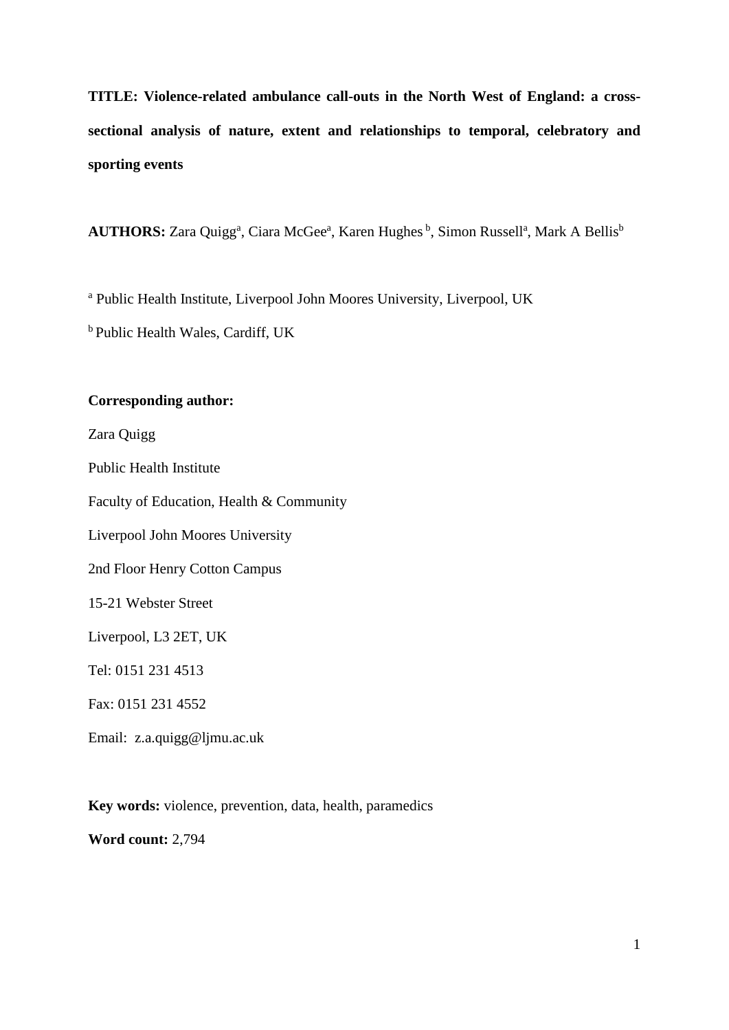**TITLE: Violence-related ambulance call-outs in the North West of England: a cross-sectional analysis of nature, extent and relationships to temporal, celebratory and sporting events**

**AUTHORS:** Zara Quigg[a], Ciara McGee[a], Karen Hughes [b], Simon Russell[a], Mark A Bellis[b]

[a] Public Health Institute, Liverpool John Moores University, Liverpool, UK

[b] Public Health Wales, Cardiff, UK

**Corresponding author:**

Zara Quigg

Public Health Institute

Faculty of Education, Health & Community

Liverpool John Moores University

2nd Floor Henry Cotton Campus

15-21 Webster Street

Liverpool, L3 2ET, UK

Tel: 0151 231 4513

Fax: 0151 231 4552

Email: z.a.quigg@ljmu.ac.uk

**Key words:** violence, prevention, data, health, paramedics

**Word count:** 2,794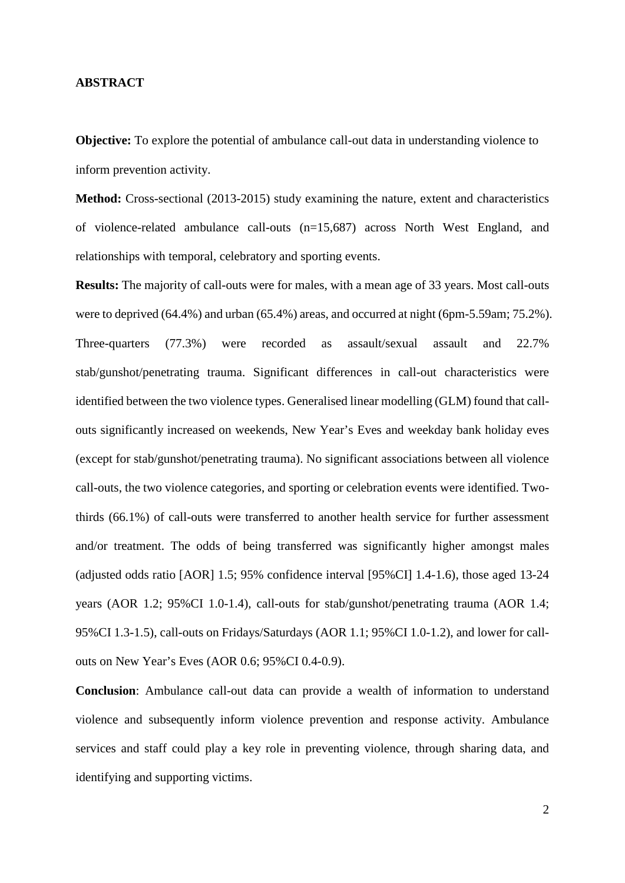## ABSTRACT

**Objective:** To explore the potential of ambulance call-out data in understanding violence to inform prevention activity.

**Method:** Cross-sectional (2013-2015) study examining the nature, extent and characteristics of violence-related ambulance call-outs (n=15,687) across North West England, and relationships with temporal, celebratory and sporting events.

**Results:** The majority of call-outs were for males, with a mean age of 33 years. Most call-outs were to deprived (64.4%) and urban (65.4%) areas, and occurred at night (6pm-5.59am; 75.2%). Three-quarters (77.3%) were recorded as assault/sexual assault and 22.7% stab/gunshot/penetrating trauma. Significant differences in call-out characteristics were identified between the two violence types. Generalised linear modelling (GLM) found that call-outs significantly increased on weekends, New Year's Eves and weekday bank holiday eves (except for stab/gunshot/penetrating trauma). No significant associations between all violence call-outs, the two violence categories, and sporting or celebration events were identified. Two-thirds (66.1%) of call-outs were transferred to another health service for further assessment and/or treatment. The odds of being transferred was significantly higher amongst males (adjusted odds ratio [AOR] 1.5; 95% confidence interval [95%CI] 1.4-1.6), those aged 13-24 years (AOR 1.2; 95%CI 1.0-1.4), call-outs for stab/gunshot/penetrating trauma (AOR 1.4; 95%CI 1.3-1.5), call-outs on Fridays/Saturdays (AOR 1.1; 95%CI 1.0-1.2), and lower for call-outs on New Year's Eves (AOR 0.6; 95%CI 0.4-0.9).

**Conclusion**: Ambulance call-out data can provide a wealth of information to understand violence and subsequently inform violence prevention and response activity. Ambulance services and staff could play a key role in preventing violence, through sharing data, and identifying and supporting victims.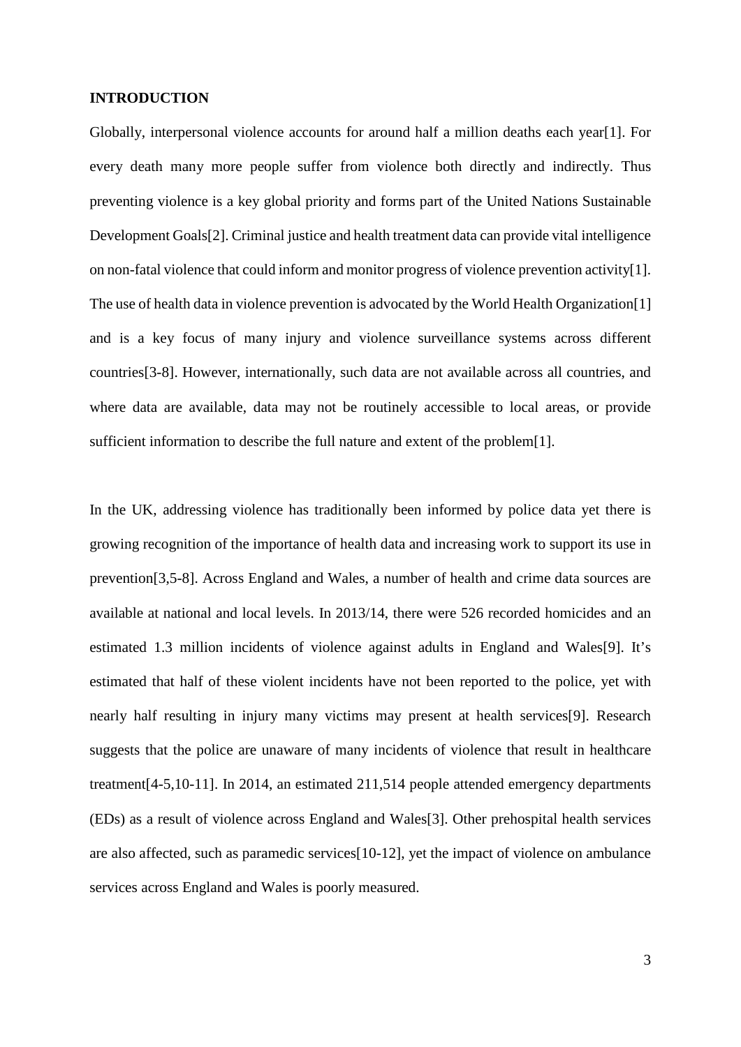## INTRODUCTION

Globally, interpersonal violence accounts for around half a million deaths each year[1]. For every death many more people suffer from violence both directly and indirectly. Thus preventing violence is a key global priority and forms part of the United Nations Sustainable Development Goals[2]. Criminal justice and health treatment data can provide vital intelligence on non-fatal violence that could inform and monitor progress of violence prevention activity[1]. The use of health data in violence prevention is advocated by the World Health Organization[1] and is a key focus of many injury and violence surveillance systems across different countries[3-8]. However, internationally, such data are not available across all countries, and where data are available, data may not be routinely accessible to local areas, or provide sufficient information to describe the full nature and extent of the problem[1].

In the UK, addressing violence has traditionally been informed by police data yet there is growing recognition of the importance of health data and increasing work to support its use in prevention[3,5-8]. Across England and Wales, a number of health and crime data sources are available at national and local levels. In 2013/14, there were 526 recorded homicides and an estimated 1.3 million incidents of violence against adults in England and Wales[9]. It's estimated that half of these violent incidents have not been reported to the police, yet with nearly half resulting in injury many victims may present at health services[9]. Research suggests that the police are unaware of many incidents of violence that result in healthcare treatment[4-5,10-11]. In 2014, an estimated 211,514 people attended emergency departments (EDs) as a result of violence across England and Wales[3]. Other prehospital health services are also affected, such as paramedic services[10-12], yet the impact of violence on ambulance services across England and Wales is poorly measured.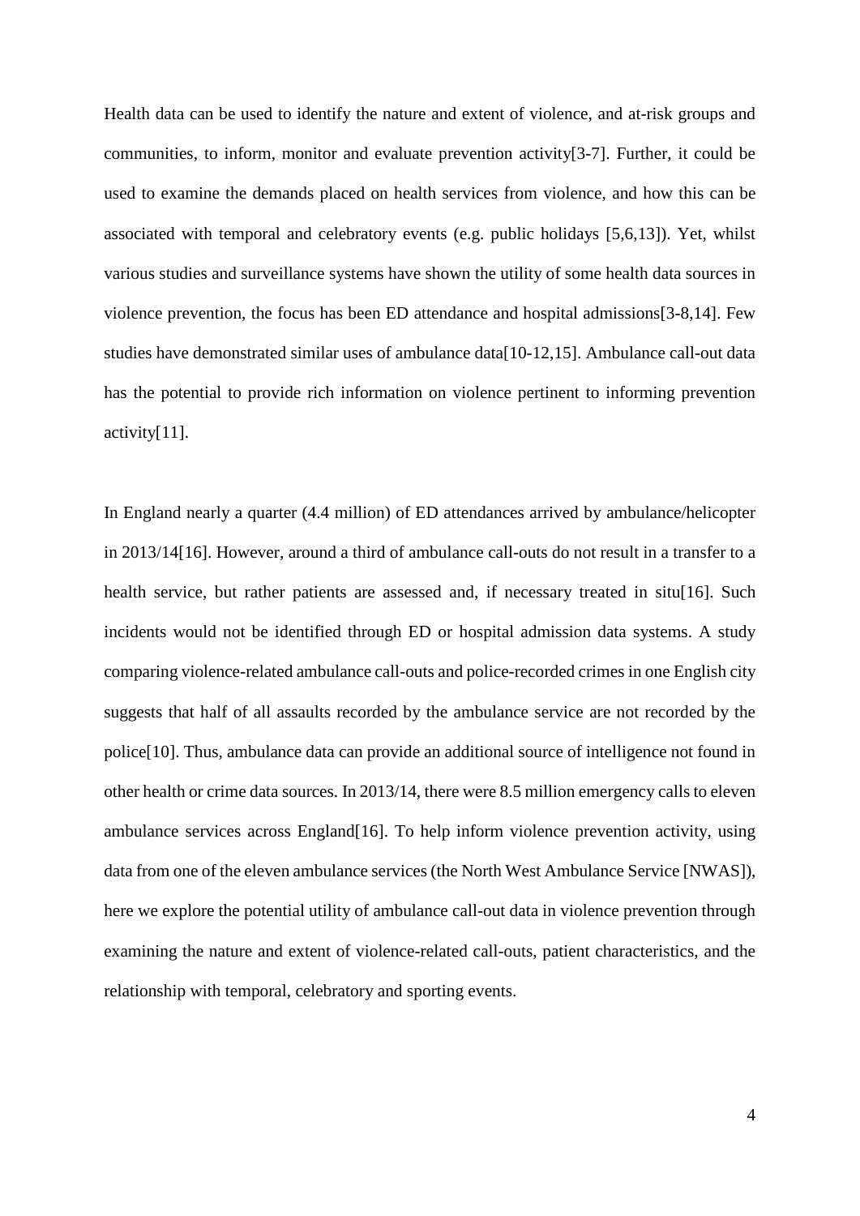Health data can be used to identify the nature and extent of violence, and at-risk groups and communities, to inform, monitor and evaluate prevention activity[3-7]. Further, it could be used to examine the demands placed on health services from violence, and how this can be associated with temporal and celebratory events (e.g. public holidays [5,6,13]). Yet, whilst various studies and surveillance systems have shown the utility of some health data sources in violence prevention, the focus has been ED attendance and hospital admissions[3-8,14]. Few studies have demonstrated similar uses of ambulance data[10-12,15]. Ambulance call-out data has the potential to provide rich information on violence pertinent to informing prevention activity[11].

In England nearly a quarter (4.4 million) of ED attendances arrived by ambulance/helicopter in 2013/14[16]. However, around a third of ambulance call-outs do not result in a transfer to a health service, but rather patients are assessed and, if necessary treated in situ[16]. Such incidents would not be identified through ED or hospital admission data systems. A study comparing violence-related ambulance call-outs and police-recorded crimes in one English city suggests that half of all assaults recorded by the ambulance service are not recorded by the police[10]. Thus, ambulance data can provide an additional source of intelligence not found in other health or crime data sources. In 2013/14, there were 8.5 million emergency calls to eleven ambulance services across England[16]. To help inform violence prevention activity, using data from one of the eleven ambulance services (the North West Ambulance Service [NWAS]), here we explore the potential utility of ambulance call-out data in violence prevention through examining the nature and extent of violence-related call-outs, patient characteristics, and the relationship with temporal, celebratory and sporting events.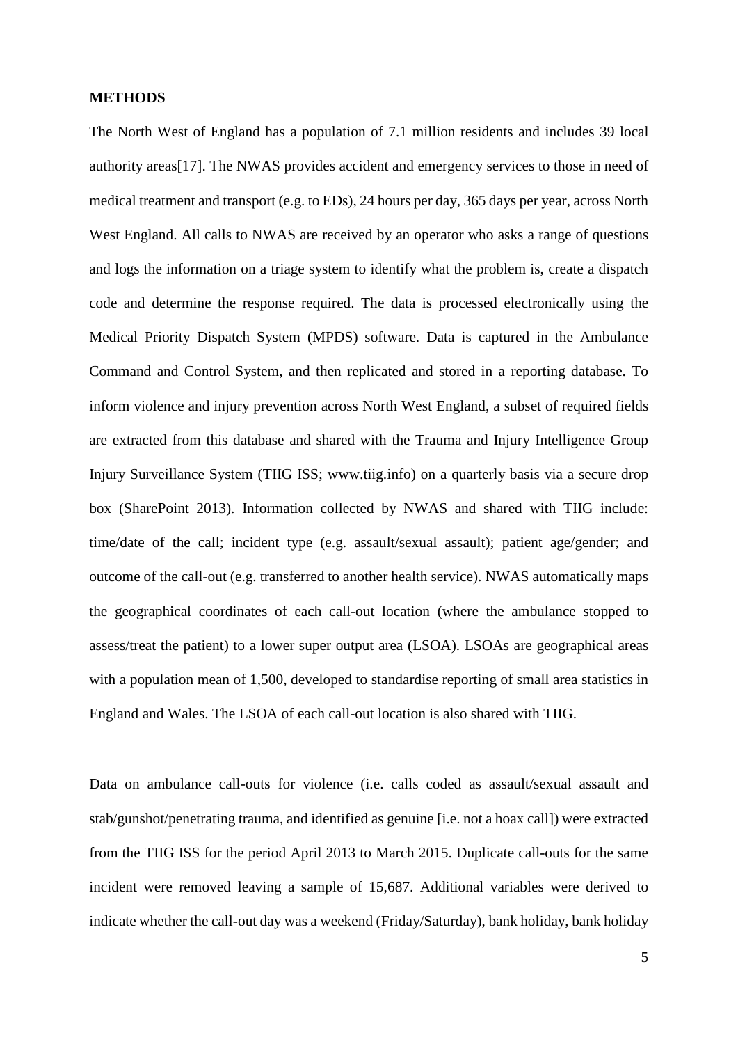**METHODS**

The North West of England has a population of 7.1 million residents and includes 39 local authority areas[17]. The NWAS provides accident and emergency services to those in need of medical treatment and transport (e.g. to EDs), 24 hours per day, 365 days per year, across North West England. All calls to NWAS are received by an operator who asks a range of questions and logs the information on a triage system to identify what the problem is, create a dispatch code and determine the response required. The data is processed electronically using the Medical Priority Dispatch System (MPDS) software. Data is captured in the Ambulance Command and Control System, and then replicated and stored in a reporting database. To inform violence and injury prevention across North West England, a subset of required fields are extracted from this database and shared with the Trauma and Injury Intelligence Group Injury Surveillance System (TIIG ISS; www.tiig.info) on a quarterly basis via a secure drop box (SharePoint 2013). Information collected by NWAS and shared with TIIG include: time/date of the call; incident type (e.g. assault/sexual assault); patient age/gender; and outcome of the call-out (e.g. transferred to another health service). NWAS automatically maps the geographical coordinates of each call-out location (where the ambulance stopped to assess/treat the patient) to a lower super output area (LSOA). LSOAs are geographical areas with a population mean of 1,500, developed to standardise reporting of small area statistics in England and Wales. The LSOA of each call-out location is also shared with TIIG.

Data on ambulance call-outs for violence (i.e. calls coded as assault/sexual assault and stab/gunshot/penetrating trauma, and identified as genuine [i.e. not a hoax call]) were extracted from the TIIG ISS for the period April 2013 to March 2015. Duplicate call-outs for the same incident were removed leaving a sample of 15,687. Additional variables were derived to indicate whether the call-out day was a weekend (Friday/Saturday), bank holiday, bank holiday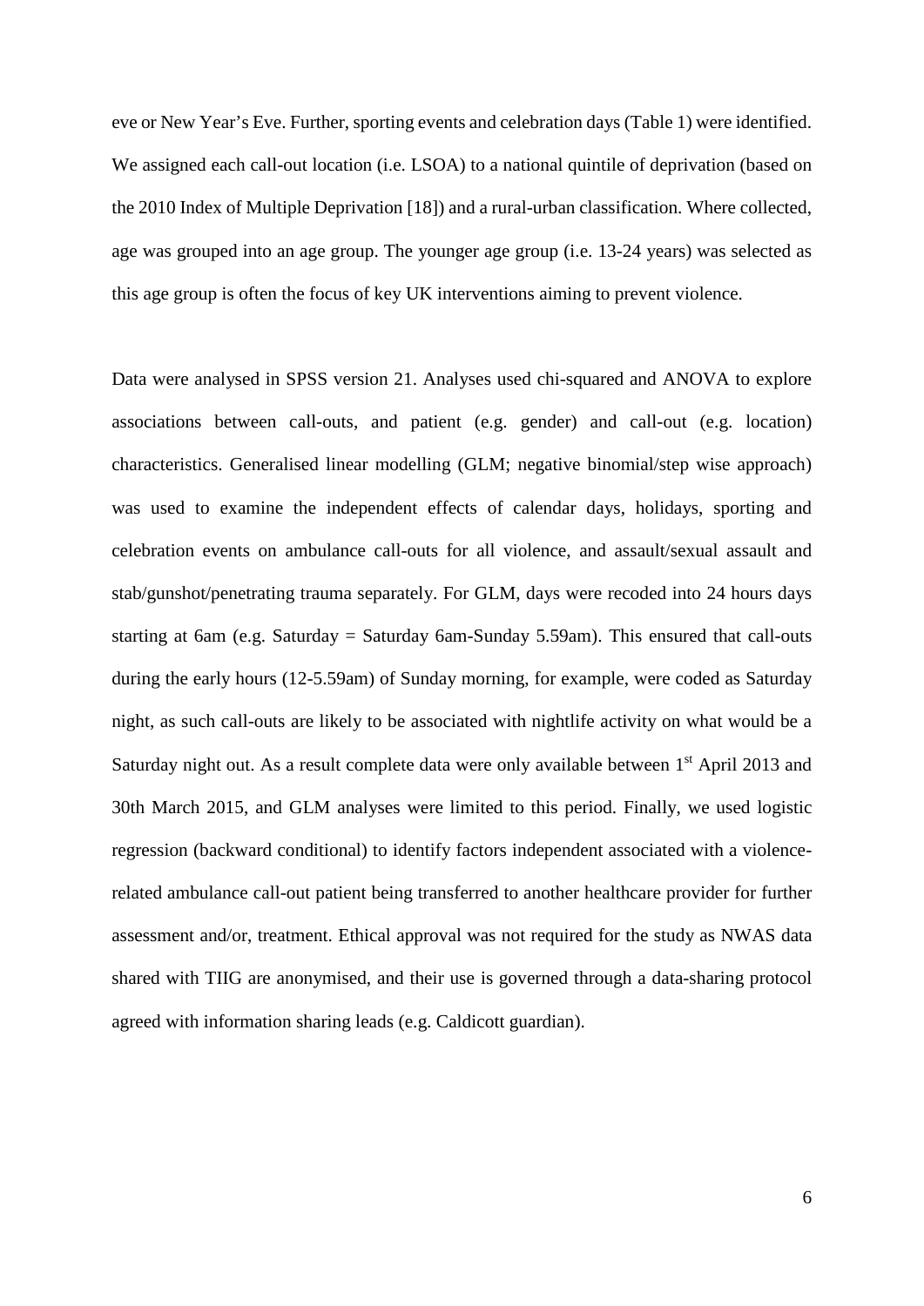eve or New Year's Eve. Further, sporting events and celebration days (Table 1) were identified. We assigned each call-out location (i.e. LSOA) to a national quintile of deprivation (based on the 2010 Index of Multiple Deprivation [18]) and a rural-urban classification. Where collected, age was grouped into an age group. The younger age group (i.e. 13-24 years) was selected as this age group is often the focus of key UK interventions aiming to prevent violence.

Data were analysed in SPSS version 21. Analyses used chi-squared and ANOVA to explore associations between call-outs, and patient (e.g. gender) and call-out (e.g. location) characteristics. Generalised linear modelling (GLM; negative binomial/step wise approach) was used to examine the independent effects of calendar days, holidays, sporting and celebration events on ambulance call-outs for all violence, and assault/sexual assault and stab/gunshot/penetrating trauma separately. For GLM, days were recoded into 24 hours days starting at 6am (e.g. Saturday = Saturday 6am-Sunday 5.59am). This ensured that call-outs during the early hours (12-5.59am) of Sunday morning, for example, were coded as Saturday night, as such call-outs are likely to be associated with nightlife activity on what would be a Saturday night out. As a result complete data were only available between 1st April 2013 and 30th March 2015, and GLM analyses were limited to this period. Finally, we used logistic regression (backward conditional) to identify factors independent associated with a violence-related ambulance call-out patient being transferred to another healthcare provider for further assessment and/or, treatment. Ethical approval was not required for the study as NWAS data shared with TIIG are anonymised, and their use is governed through a data-sharing protocol agreed with information sharing leads (e.g. Caldicott guardian).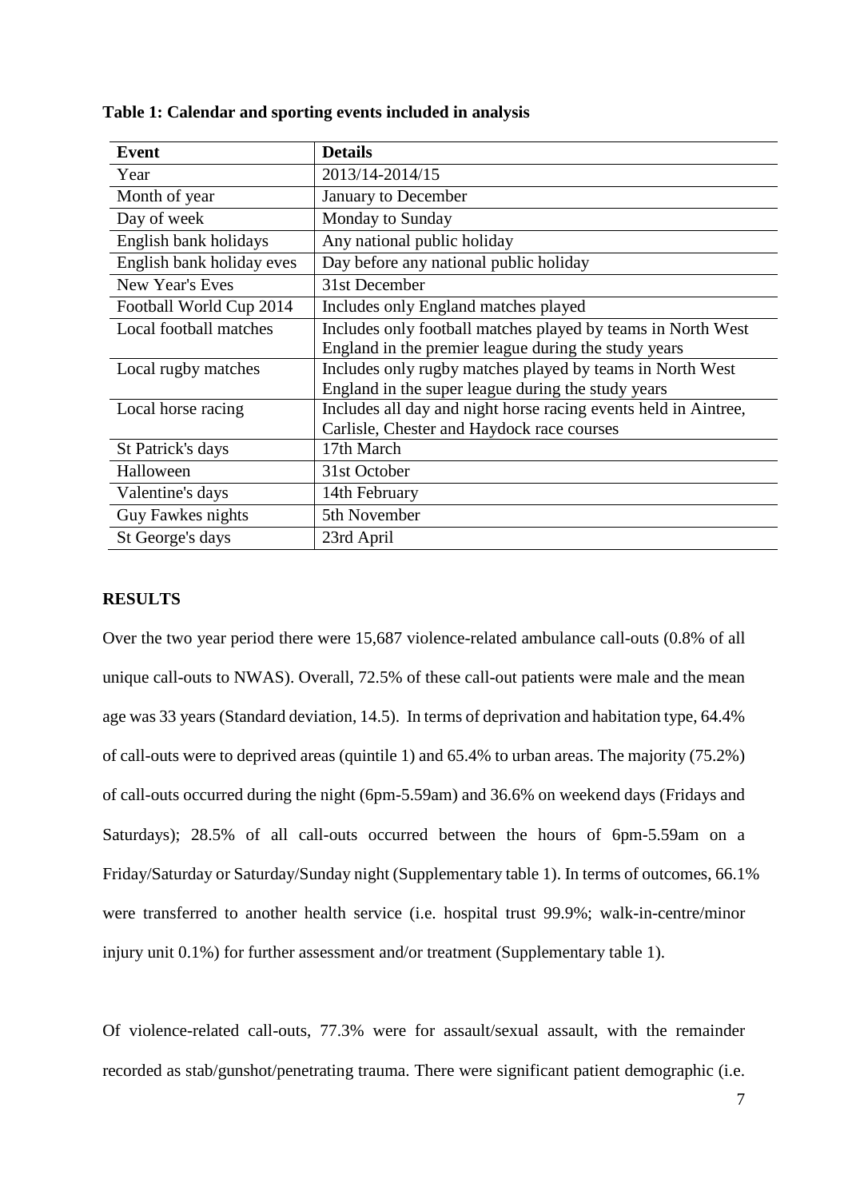**Table 1: Calendar and sporting events included in analysis**

| Event | Details |
|---|---|
| Year | 2013/14-2014/15 |
| Month of year | January to December |
| Day of week | Monday to Sunday |
| English bank holidays | Any national public holiday |
| English bank holiday eves | Day before any national public holiday |
| New Year's Eves | 31st December |
| Football World Cup 2014 | Includes only England matches played |
| Local football matches | Includes only football matches played by teams in North West England in the premier league during the study years |
| Local rugby matches | Includes only rugby matches played by teams in North West England in the super league during the study years |
| Local horse racing | Includes all day and night horse racing events held in Aintree, Carlisle, Chester and Haydock race courses |
| St Patrick's days | 17th March |
| Halloween | 31st October |
| Valentine's days | 14th February |
| Guy Fawkes nights | 5th November |
| St George's days | 23rd April |

## RESULTS

Over the two year period there were 15,687 violence-related ambulance call-outs (0.8% of all unique call-outs to NWAS). Overall, 72.5% of these call-out patients were male and the mean age was 33 years (Standard deviation, 14.5). In terms of deprivation and habitation type, 64.4% of call-outs were to deprived areas (quintile 1) and 65.4% to urban areas. The majority (75.2%) of call-outs occurred during the night (6pm-5.59am) and 36.6% on weekend days (Fridays and Saturdays); 28.5% of all call-outs occurred between the hours of 6pm-5.59am on a Friday/Saturday or Saturday/Sunday night (Supplementary table 1). In terms of outcomes, 66.1% were transferred to another health service (i.e. hospital trust 99.9%; walk-in-centre/minor injury unit 0.1%) for further assessment and/or treatment (Supplementary table 1).

Of violence-related call-outs, 77.3% were for assault/sexual assault, with the remainder recorded as stab/gunshot/penetrating trauma. There were significant patient demographic (i.e.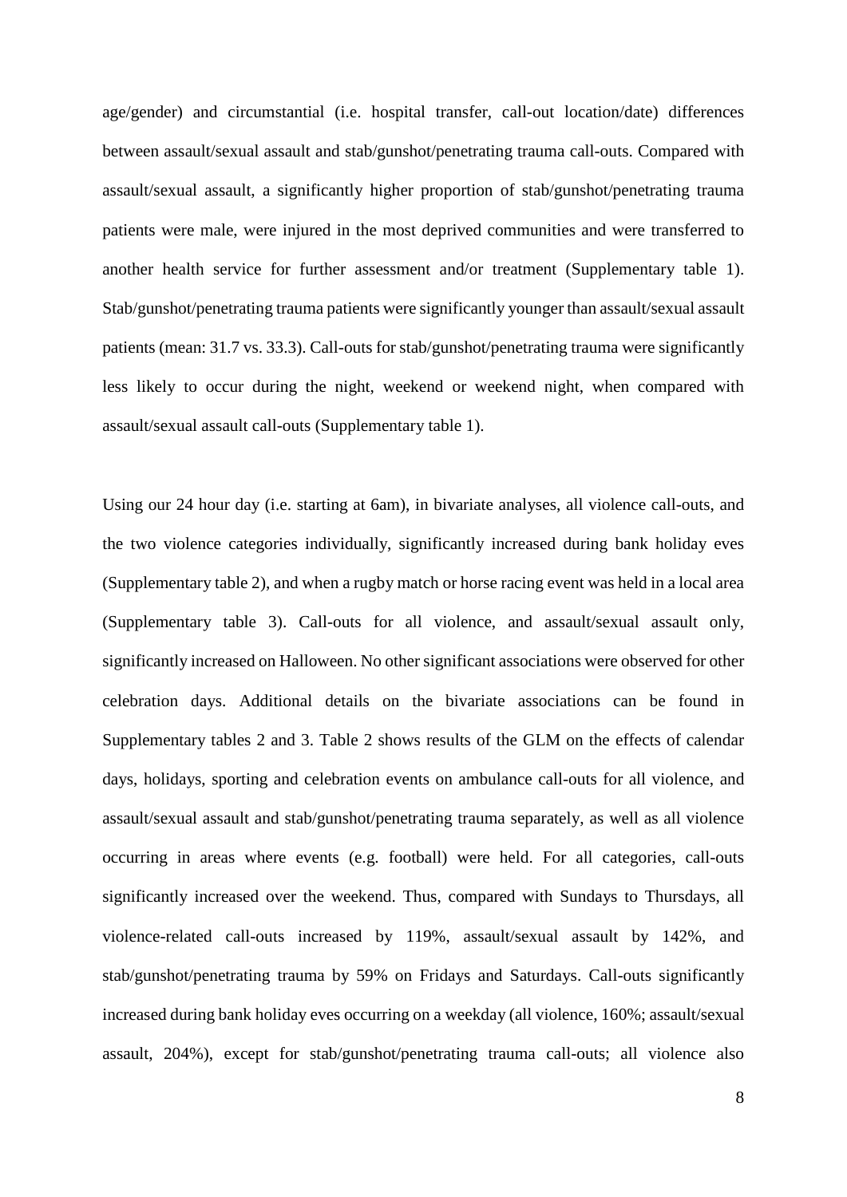age/gender) and circumstantial (i.e. hospital transfer, call-out location/date) differences between assault/sexual assault and stab/gunshot/penetrating trauma call-outs. Compared with assault/sexual assault, a significantly higher proportion of stab/gunshot/penetrating trauma patients were male, were injured in the most deprived communities and were transferred to another health service for further assessment and/or treatment (Supplementary table 1). Stab/gunshot/penetrating trauma patients were significantly younger than assault/sexual assault patients (mean: 31.7 vs. 33.3). Call-outs for stab/gunshot/penetrating trauma were significantly less likely to occur during the night, weekend or weekend night, when compared with assault/sexual assault call-outs (Supplementary table 1).

Using our 24 hour day (i.e. starting at 6am), in bivariate analyses, all violence call-outs, and the two violence categories individually, significantly increased during bank holiday eves (Supplementary table 2), and when a rugby match or horse racing event was held in a local area (Supplementary table 3). Call-outs for all violence, and assault/sexual assault only, significantly increased on Halloween. No other significant associations were observed for other celebration days. Additional details on the bivariate associations can be found in Supplementary tables 2 and 3. Table 2 shows results of the GLM on the effects of calendar days, holidays, sporting and celebration events on ambulance call-outs for all violence, and assault/sexual assault and stab/gunshot/penetrating trauma separately, as well as all violence occurring in areas where events (e.g. football) were held. For all categories, call-outs significantly increased over the weekend. Thus, compared with Sundays to Thursdays, all violence-related call-outs increased by 119%, assault/sexual assault by 142%, and stab/gunshot/penetrating trauma by 59% on Fridays and Saturdays. Call-outs significantly increased during bank holiday eves occurring on a weekday (all violence, 160%; assault/sexual assault, 204%), except for stab/gunshot/penetrating trauma call-outs; all violence also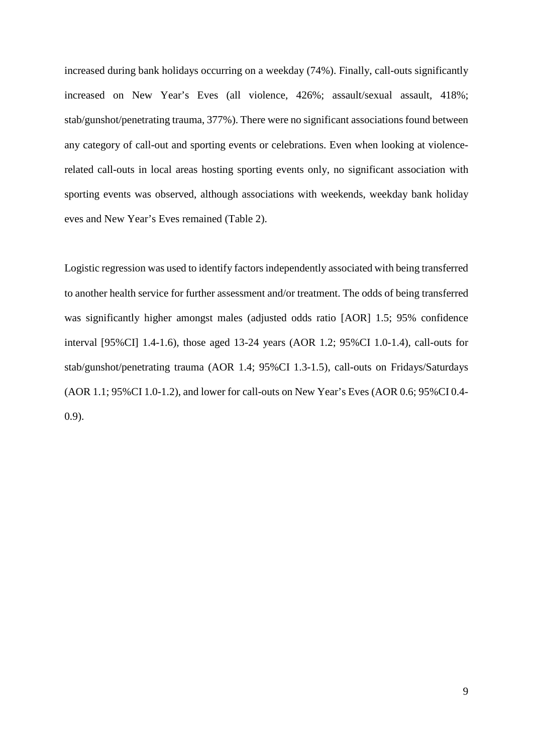increased during bank holidays occurring on a weekday (74%). Finally, call-outs significantly increased on New Year's Eves (all violence, 426%; assault/sexual assault, 418%; stab/gunshot/penetrating trauma, 377%). There were no significant associations found between any category of call-out and sporting events or celebrations. Even when looking at violence-related call-outs in local areas hosting sporting events only, no significant association with sporting events was observed, although associations with weekends, weekday bank holiday eves and New Year's Eves remained (Table 2).

Logistic regression was used to identify factors independently associated with being transferred to another health service for further assessment and/or treatment. The odds of being transferred was significantly higher amongst males (adjusted odds ratio [AOR] 1.5; 95% confidence interval [95%CI] 1.4-1.6), those aged 13-24 years (AOR 1.2; 95%CI 1.0-1.4), call-outs for stab/gunshot/penetrating trauma (AOR 1.4; 95%CI 1.3-1.5), call-outs on Fridays/Saturdays (AOR 1.1; 95%CI 1.0-1.2), and lower for call-outs on New Year's Eves (AOR 0.6; 95%CI 0.4-0.9).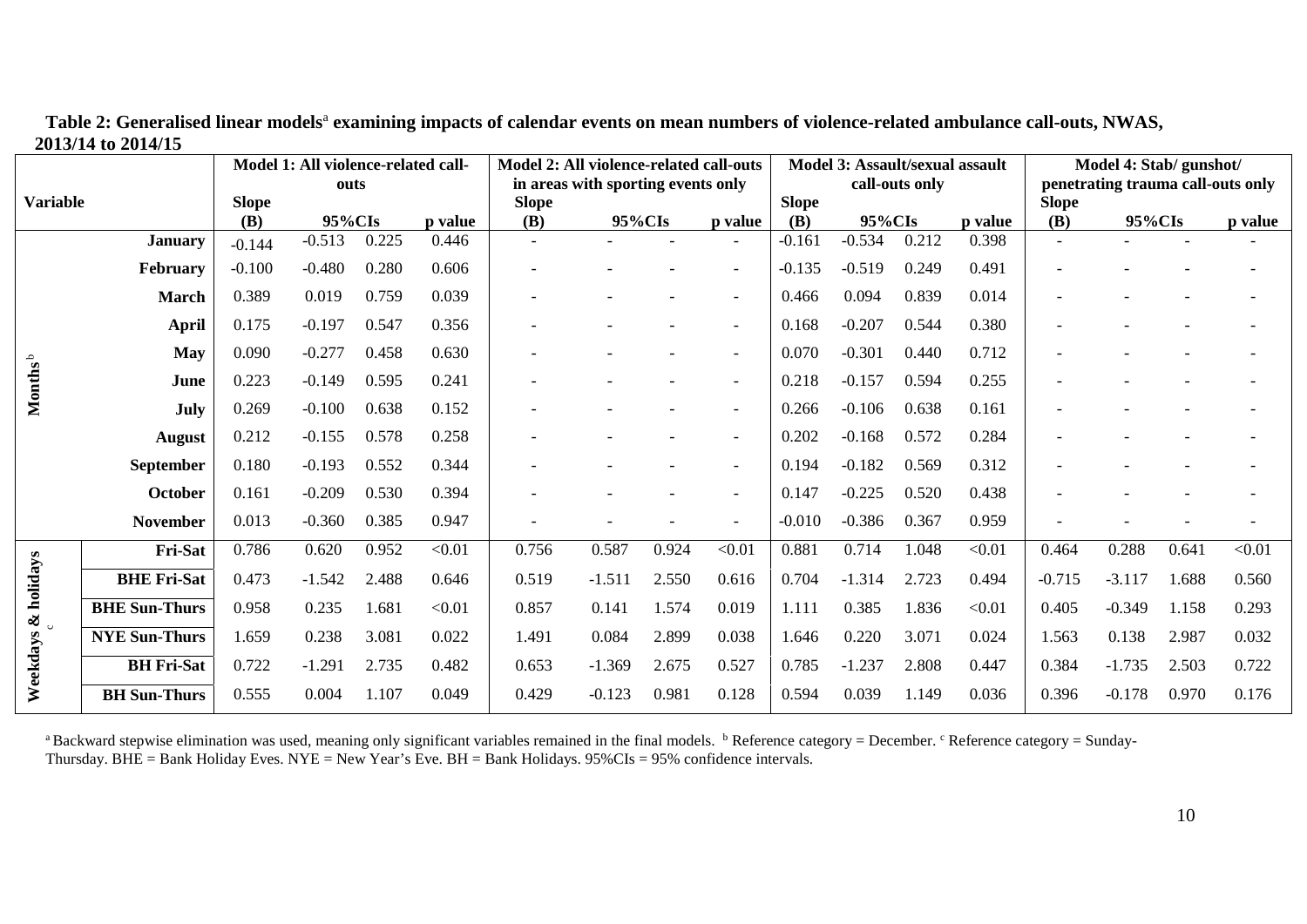**Table 2: Generalised linear models[a] examining impacts of calendar events on mean numbers of violence-related ambulance call-outs, NWAS, 2013/14 to 2014/15**

| Variable | | Model 1: All violence-related call-outs | | | | Model 2: All violence-related call-outs in areas with sporting events only | | | | Model 3: Assault/sexual assault call-outs only | | | | Model 4: Stab/ gunshot/ penetrating trauma call-outs only | | | |
|---|---|---|---|---|---|---|---|---|---|---|---|---|---|---|---|---|---|
| | | Slope (B) | 95%CIs | | p value | Slope (B) | 95%CIs | | p value | Slope (B) | 95%CIs | | p value | Slope (B) | 95%CIs | | p value |
| Months[b] | January | -0.144 | -0.513 | 0.225 | 0.446 | - | - | - | - | -0.161 | -0.534 | 0.212 | 0.398 | - | - | - | - |
| | February | -0.100 | -0.480 | 0.280 | 0.606 | - | - | - | - | -0.135 | -0.519 | 0.249 | 0.491 | - | - | - | - |
| | March | 0.389 | 0.019 | 0.759 | 0.039 | - | - | - | - | 0.466 | 0.094 | 0.839 | 0.014 | - | - | - | - |
| | April | 0.175 | -0.197 | 0.547 | 0.356 | - | - | - | - | 0.168 | -0.207 | 0.544 | 0.380 | - | - | - | - |
| | May | 0.090 | -0.277 | 0.458 | 0.630 | - | - | - | - | 0.070 | -0.301 | 0.440 | 0.712 | - | - | - | - |
| | June | 0.223 | -0.149 | 0.595 | 0.241 | - | - | - | - | 0.218 | -0.157 | 0.594 | 0.255 | - | - | - | - |
| | July | 0.269 | -0.100 | 0.638 | 0.152 | - | - | - | - | 0.266 | -0.106 | 0.638 | 0.161 | - | - | - | - |
| | August | 0.212 | -0.155 | 0.578 | 0.258 | - | - | - | - | 0.202 | -0.168 | 0.572 | 0.284 | - | - | - | - |
| | September | 0.180 | -0.193 | 0.552 | 0.344 | - | - | - | - | 0.194 | -0.182 | 0.569 | 0.312 | - | - | - | - |
| | October | 0.161 | -0.209 | 0.530 | 0.394 | - | - | - | - | 0.147 | -0.225 | 0.520 | 0.438 | - | - | - | - |
| | November | 0.013 | -0.360 | 0.385 | 0.947 | - | - | - | - | -0.010 | -0.386 | 0.367 | 0.959 | - | - | - | - |
| Weekdays & holidays[c] | Fri-Sat | 0.786 | 0.620 | 0.952 | <0.01 | 0.756 | 0.587 | 0.924 | <0.01 | 0.881 | 0.714 | 1.048 | <0.01 | 0.464 | 0.288 | 0.641 | <0.01 |
| | BHE Fri-Sat | 0.473 | -1.542 | 2.488 | 0.646 | 0.519 | -1.511 | 2.550 | 0.616 | 0.704 | -1.314 | 2.723 | 0.494 | -0.715 | -3.117 | 1.688 | 0.560 |
| | BHE Sun-Thurs | 0.958 | 0.235 | 1.681 | <0.01 | 0.857 | 0.141 | 1.574 | 0.019 | 1.111 | 0.385 | 1.836 | <0.01 | 0.405 | -0.349 | 1.158 | 0.293 |
| | NYE Sun-Thurs | 1.659 | 0.238 | 3.081 | 0.022 | 1.491 | 0.084 | 2.899 | 0.038 | 1.646 | 0.220 | 3.071 | 0.024 | 1.563 | 0.138 | 2.987 | 0.032 |
| | BH Fri-Sat | 0.722 | -1.291 | 2.735 | 0.482 | 0.653 | -1.369 | 2.675 | 0.527 | 0.785 | -1.237 | 2.808 | 0.447 | 0.384 | -1.735 | 2.503 | 0.722 |
| | BH Sun-Thurs | 0.555 | 0.004 | 1.107 | 0.049 | 0.429 | -0.123 | 0.981 | 0.128 | 0.594 | 0.039 | 1.149 | 0.036 | 0.396 | -0.178 | 0.970 | 0.176 |

[a] Backward stepwise elimination was used, meaning only significant variables remained in the final models. [b] Reference category = December. [c] Reference category = Sunday-Thursday. BHE = Bank Holiday Eves. NYE = New Year's Eve. BH = Bank Holidays. 95%CIs = 95% confidence intervals.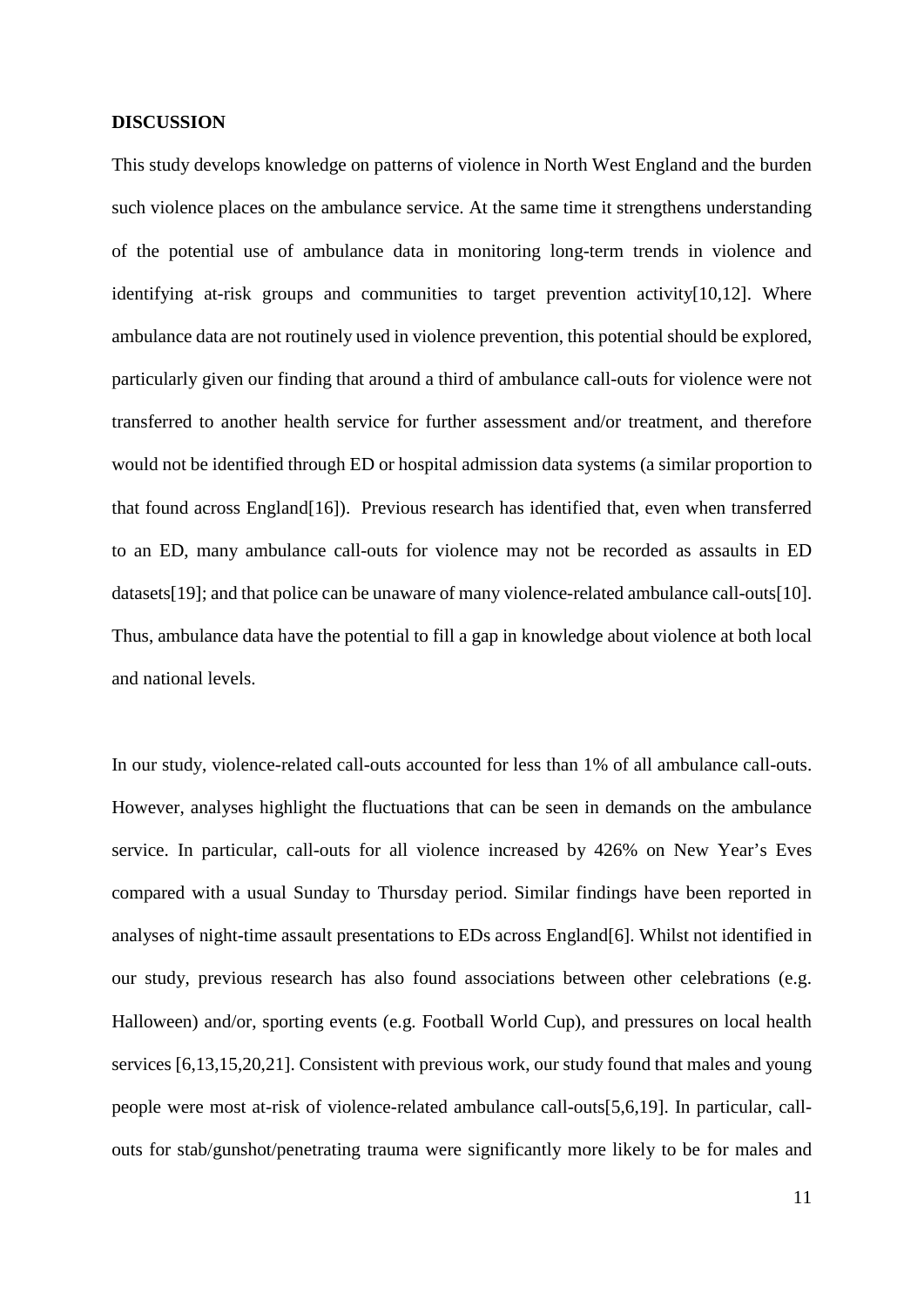## DISCUSSION

This study develops knowledge on patterns of violence in North West England and the burden such violence places on the ambulance service. At the same time it strengthens understanding of the potential use of ambulance data in monitoring long-term trends in violence and identifying at-risk groups and communities to target prevention activity[10,12]. Where ambulance data are not routinely used in violence prevention, this potential should be explored, particularly given our finding that around a third of ambulance call-outs for violence were not transferred to another health service for further assessment and/or treatment, and therefore would not be identified through ED or hospital admission data systems (a similar proportion to that found across England[16]). Previous research has identified that, even when transferred to an ED, many ambulance call-outs for violence may not be recorded as assaults in ED datasets[19]; and that police can be unaware of many violence-related ambulance call-outs[10]. Thus, ambulance data have the potential to fill a gap in knowledge about violence at both local and national levels.

In our study, violence-related call-outs accounted for less than 1% of all ambulance call-outs. However, analyses highlight the fluctuations that can be seen in demands on the ambulance service. In particular, call-outs for all violence increased by 426% on New Year's Eves compared with a usual Sunday to Thursday period. Similar findings have been reported in analyses of night-time assault presentations to EDs across England[6]. Whilst not identified in our study, previous research has also found associations between other celebrations (e.g. Halloween) and/or, sporting events (e.g. Football World Cup), and pressures on local health services [6,13,15,20,21]. Consistent with previous work, our study found that males and young people were most at-risk of violence-related ambulance call-outs[5,6,19]. In particular, call-outs for stab/gunshot/penetrating trauma were significantly more likely to be for males and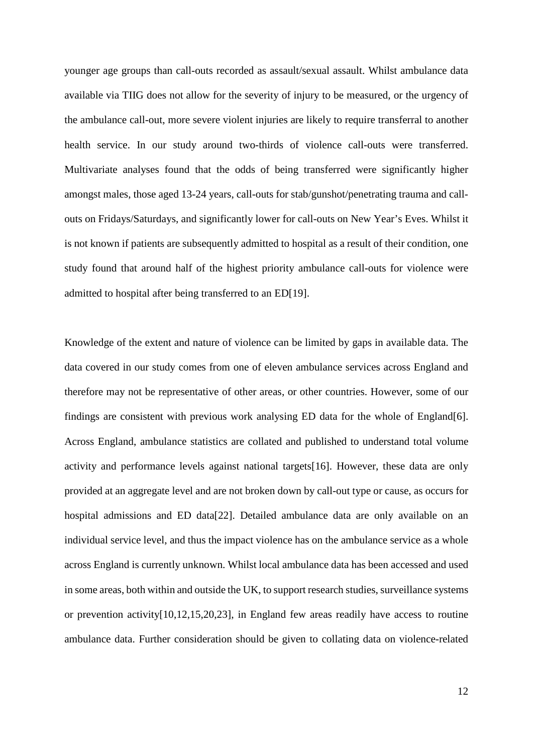younger age groups than call-outs recorded as assault/sexual assault. Whilst ambulance data available via TIIG does not allow for the severity of injury to be measured, or the urgency of the ambulance call-out, more severe violent injuries are likely to require transferral to another health service. In our study around two-thirds of violence call-outs were transferred. Multivariate analyses found that the odds of being transferred were significantly higher amongst males, those aged 13-24 years, call-outs for stab/gunshot/penetrating trauma and call-outs on Fridays/Saturdays, and significantly lower for call-outs on New Year's Eves. Whilst it is not known if patients are subsequently admitted to hospital as a result of their condition, one study found that around half of the highest priority ambulance call-outs for violence were admitted to hospital after being transferred to an ED[19].

Knowledge of the extent and nature of violence can be limited by gaps in available data. The data covered in our study comes from one of eleven ambulance services across England and therefore may not be representative of other areas, or other countries. However, some of our findings are consistent with previous work analysing ED data for the whole of England[6]. Across England, ambulance statistics are collated and published to understand total volume activity and performance levels against national targets[16]. However, these data are only provided at an aggregate level and are not broken down by call-out type or cause, as occurs for hospital admissions and ED data[22]. Detailed ambulance data are only available on an individual service level, and thus the impact violence has on the ambulance service as a whole across England is currently unknown. Whilst local ambulance data has been accessed and used in some areas, both within and outside the UK, to support research studies, surveillance systems or prevention activity[10,12,15,20,23], in England few areas readily have access to routine ambulance data. Further consideration should be given to collating data on violence-related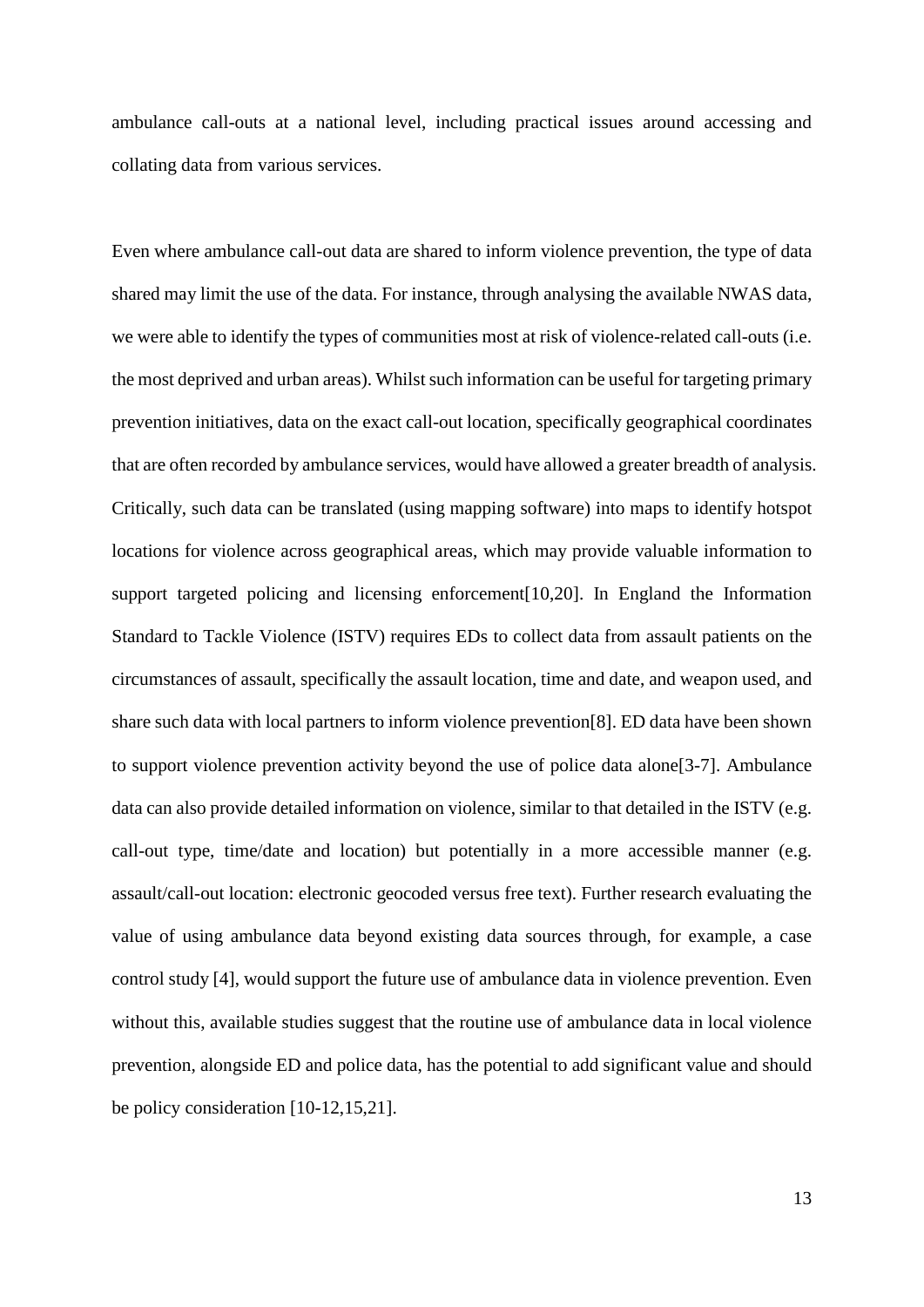ambulance call-outs at a national level, including practical issues around accessing and collating data from various services.

Even where ambulance call-out data are shared to inform violence prevention, the type of data shared may limit the use of the data. For instance, through analysing the available NWAS data, we were able to identify the types of communities most at risk of violence-related call-outs (i.e. the most deprived and urban areas). Whilst such information can be useful for targeting primary prevention initiatives, data on the exact call-out location, specifically geographical coordinates that are often recorded by ambulance services, would have allowed a greater breadth of analysis. Critically, such data can be translated (using mapping software) into maps to identify hotspot locations for violence across geographical areas, which may provide valuable information to support targeted policing and licensing enforcement[10,20]. In England the Information Standard to Tackle Violence (ISTV) requires EDs to collect data from assault patients on the circumstances of assault, specifically the assault location, time and date, and weapon used, and share such data with local partners to inform violence prevention[8]. ED data have been shown to support violence prevention activity beyond the use of police data alone[3-7]. Ambulance data can also provide detailed information on violence, similar to that detailed in the ISTV (e.g. call-out type, time/date and location) but potentially in a more accessible manner (e.g. assault/call-out location: electronic geocoded versus free text). Further research evaluating the value of using ambulance data beyond existing data sources through, for example, a case control study [4], would support the future use of ambulance data in violence prevention. Even without this, available studies suggest that the routine use of ambulance data in local violence prevention, alongside ED and police data, has the potential to add significant value and should be policy consideration [10-12,15,21].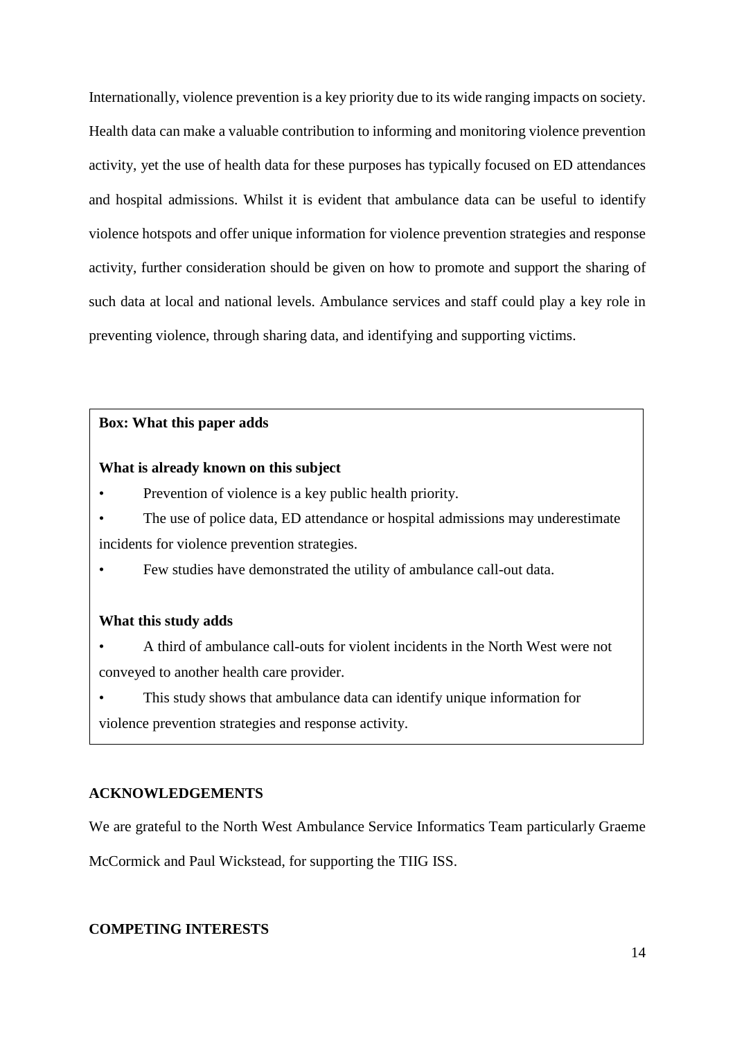Internationally, violence prevention is a key priority due to its wide ranging impacts on society. Health data can make a valuable contribution to informing and monitoring violence prevention activity, yet the use of health data for these purposes has typically focused on ED attendances and hospital admissions. Whilst it is evident that ambulance data can be useful to identify violence hotspots and offer unique information for violence prevention strategies and response activity, further consideration should be given on how to promote and support the sharing of such data at local and national levels. Ambulance services and staff could play a key role in preventing violence, through sharing data, and identifying and supporting victims.

**Box: What this paper adds**

**What is already known on this subject**

- Prevention of violence is a key public health priority.
- The use of police data, ED attendance or hospital admissions may underestimate incidents for violence prevention strategies.
- Few studies have demonstrated the utility of ambulance call-out data.

**What this study adds**

- A third of ambulance call-outs for violent incidents in the North West were not conveyed to another health care provider.
- This study shows that ambulance data can identify unique information for violence prevention strategies and response activity.

## ACKNOWLEDGEMENTS

We are grateful to the North West Ambulance Service Informatics Team particularly Graeme McCormick and Paul Wickstead, for supporting the TIIG ISS.

## COMPETING INTERESTS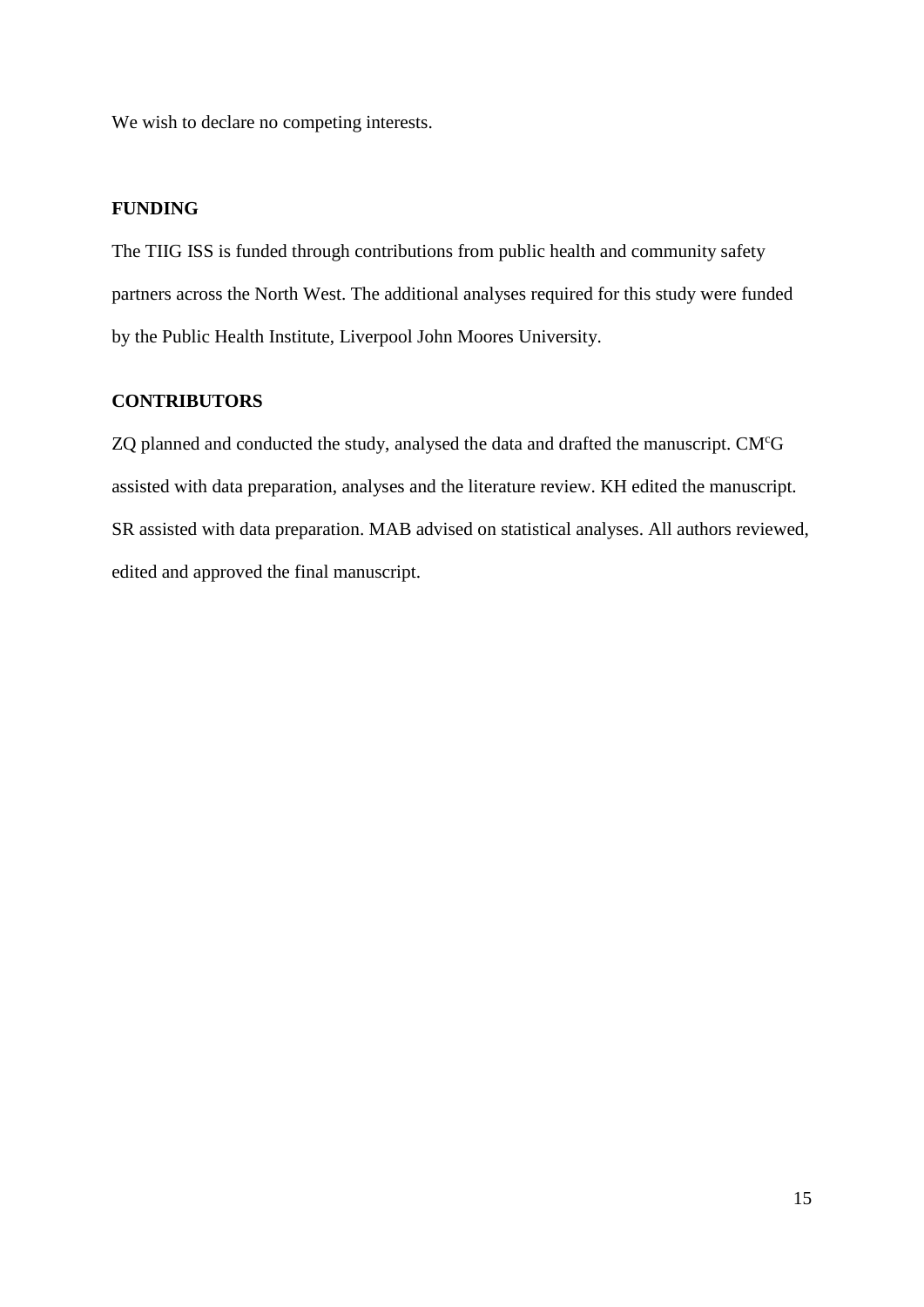We wish to declare no competing interests.

## FUNDING

The TIIG ISS is funded through contributions from public health and community safety partners across the North West. The additional analyses required for this study were funded by the Public Health Institute, Liverpool John Moores University.

## CONTRIBUTORS

ZQ planned and conducted the study, analysed the data and drafted the manuscript. CMcG assisted with data preparation, analyses and the literature review. KH edited the manuscript. SR assisted with data preparation. MAB advised on statistical analyses. All authors reviewed, edited and approved the final manuscript.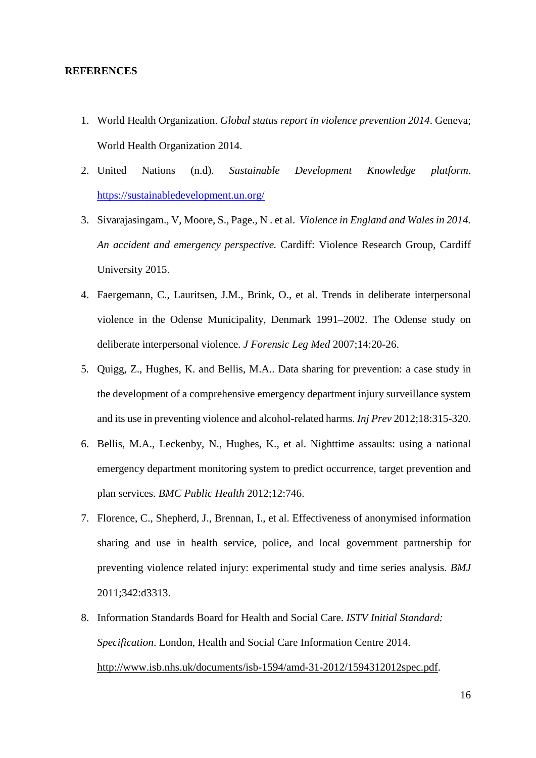**REFERENCES**

1. World Health Organization. *Global status report in violence prevention 2014*. Geneva; World Health Organization 2014.
2. United Nations (n.d). *Sustainable Development Knowledge platform*. https://sustainabledevelopment.un.org/
3. Sivarajasingam., V, Moore, S., Page., N . et al. *Violence in England and Wales in 2014. An accident and emergency perspective.* Cardiff: Violence Research Group, Cardiff University 2015.
4. Faergemann, C., Lauritsen, J.M., Brink, O., et al. Trends in deliberate interpersonal violence in the Odense Municipality, Denmark 1991–2002. The Odense study on deliberate interpersonal violence. *J Forensic Leg Med* 2007;14:20-26.
5. Quigg, Z., Hughes, K. and Bellis, M.A.. Data sharing for prevention: a case study in the development of a comprehensive emergency department injury surveillance system and its use in preventing violence and alcohol-related harms. *Inj Prev* 2012;18:315-320.
6. Bellis, M.A., Leckenby, N., Hughes, K., et al. Nighttime assaults: using a national emergency department monitoring system to predict occurrence, target prevention and plan services. *BMC Public Health* 2012;12:746.
7. Florence, C., Shepherd, J., Brennan, I., et al. Effectiveness of anonymised information sharing and use in health service, police, and local government partnership for preventing violence related injury: experimental study and time series analysis. *BMJ* 2011;342:d3313.
8. Information Standards Board for Health and Social Care. *ISTV Initial Standard: Specification*. London, Health and Social Care Information Centre 2014. http://www.isb.nhs.uk/documents/isb-1594/amd-31-2012/1594312012spec.pdf.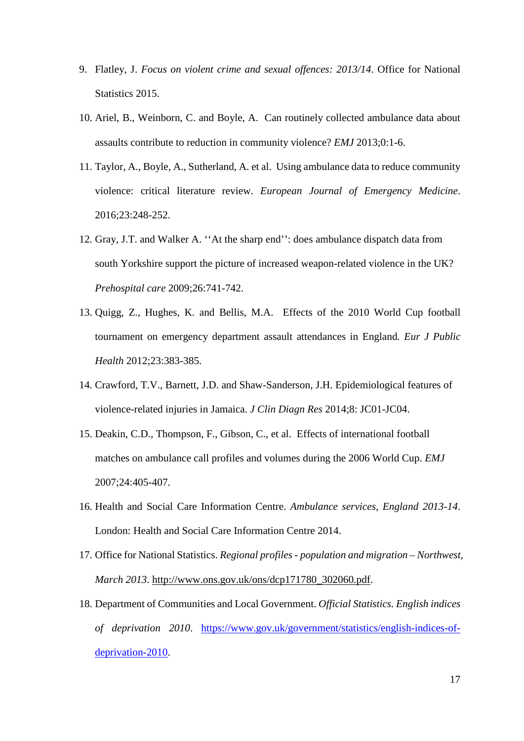9. Flatley, J. *Focus on violent crime and sexual offences: 2013/14*. Office for National Statistics 2015.
10. Ariel, B., Weinborn, C. and Boyle, A. Can routinely collected ambulance data about assaults contribute to reduction in community violence? *EMJ* 2013;0:1-6.
11. Taylor, A., Boyle, A., Sutherland, A. et al. Using ambulance data to reduce community violence: critical literature review. *European Journal of Emergency Medicine*. 2016;23:248-252.
12. Gray, J.T. and Walker A. ''At the sharp end'': does ambulance dispatch data from south Yorkshire support the picture of increased weapon-related violence in the UK? *Prehospital care* 2009;26:741-742.
13. Quigg, Z., Hughes, K. and Bellis, M.A. Effects of the 2010 World Cup football tournament on emergency department assault attendances in England*. Eur J Public Health* 2012;23:383-385.
14. Crawford, T.V., Barnett, J.D. and Shaw-Sanderson, J.H. Epidemiological features of violence-related injuries in Jamaica. *J Clin Diagn Res* 2014;8: JC01-JC04.
15. Deakin, C.D., Thompson, F., Gibson, C., et al. Effects of international football matches on ambulance call profiles and volumes during the 2006 World Cup. *EMJ* 2007;24:405-407.
16. Health and Social Care Information Centre. *Ambulance services, England 2013-14*. London: Health and Social Care Information Centre 2014.
17. Office for National Statistics. *Regional profiles - population and migration – Northwest, March 2013*. http://www.ons.gov.uk/ons/dcp171780_302060.pdf.
18. Department of Communities and Local Government. *Official Statistics. English indices of deprivation 2010*. https://www.gov.uk/government/statistics/english-indices-of-deprivation-2010.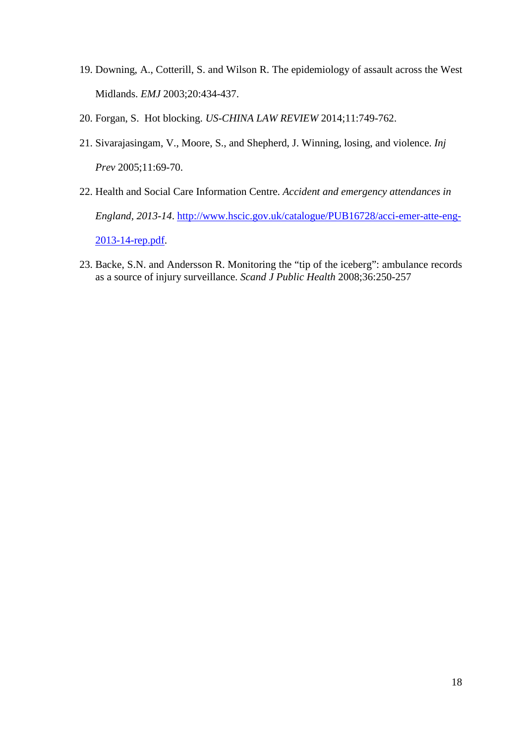19. Downing, A., Cotterill, S. and Wilson R. The epidemiology of assault across the West Midlands. *EMJ* 2003;20:434-437.
20. Forgan, S. Hot blocking. *US-CHINA LAW REVIEW* 2014;11:749-762.
21. Sivarajasingam, V., Moore, S., and Shepherd, J. Winning, losing, and violence. *Inj Prev* 2005;11:69-70.
22. Health and Social Care Information Centre. *Accident and emergency attendances in England, 2013-14*. [http://www.hscic.gov.uk/catalogue/PUB16728/acci-emer-atte-eng-2013-14-rep.pdf](http://www.hscic.gov.uk/catalogue/PUB16728/acci-emer-atte-eng-2013-14-rep.pdf).
23. Backe, S.N. and Andersson R. Monitoring the "tip of the iceberg": ambulance records as a source of injury surveillance. *Scand J Public Health* 2008;36:250-257